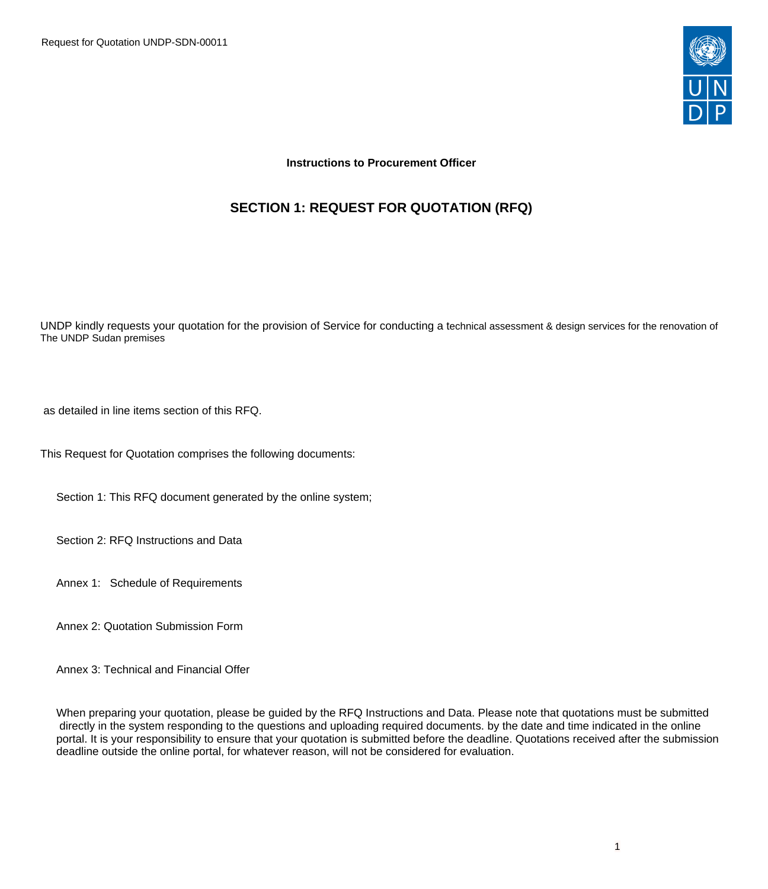**Instructions to Procurement Officer**

## SECTION 1: REQUEST FOR QUOTATION (RFQ)

UNDP kindly requests your quotation for the provision of Service for conducting a technical assessment & design services for the renovation of The UNDP Sudan premises

as detailed in line items section of this RFQ.

This Request for Quotation comprises the following documents:

Section 1: This RFQ document generated by the online system;

Section 2: RFQ Instructions and Data

Annex 1: Schedule of Requirements

Annex 2: Quotation Submission Form

Annex 3: Technical and Financial Offer

When preparing your quotation, please be guided by the RFQ Instructions and Data. Please note that quotations must be submitted directly in the system responding to the questions and uploading required documents. by the date and time indicated in the online portal. It is your responsibility to ensure that your quotation is submitted before the deadline. Quotations received after the submission deadline outside the online portal, for whatever reason, will not be considered for evaluation.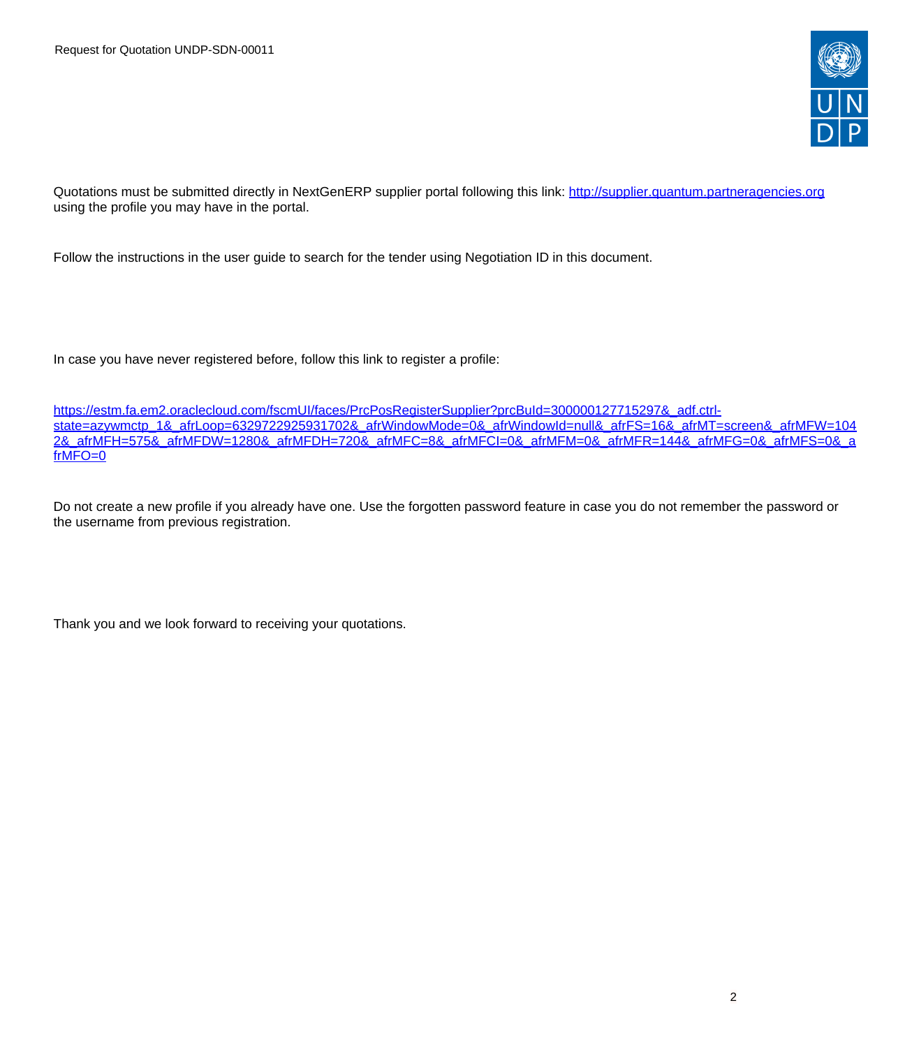Quotations must be submitted directly in NextGenERP supplier portal following this link: [http://supplier.quantum.partneragencies.org](http://supplier.quantum.partneragencies.org) using the profile you may have in the portal.

Follow the instructions in the user guide to search for the tender using Negotiation ID in this document.

In case you have never registered before, follow this link to register a profile:

[https://estm.fa.em2.oraclecloud.com/fscmUI/faces/PrcPosRegisterSupplier?prcBuId=300000127715297&_adf.ctrl-state=azywmctp_1&_afrLoop=6329722925931702&_afrWindowMode=0&_afrWindowId=null&_afrFS=16&_afrMT=screen&_afrMFW=1042&_afrMFH=575&_afrMFDW=1280&_afrMFDH=720&_afrMFC=8&_afrMFCI=0&_afrMFM=0&_afrMFR=144&_afrMFG=0&_afrMFS=0&_afrMFO=0](https://estm.fa.em2.oraclecloud.com/fscmUI/faces/PrcPosRegisterSupplier?prcBuId=300000127715297&_adf.ctrl-state=azywmctp_1&_afrLoop=6329722925931702&_afrWindowMode=0&_afrWindowId=null&_afrFS=16&_afrMT=screen&_afrMFW=1042&_afrMFH=575&_afrMFDW=1280&_afrMFDH=720&_afrMFC=8&_afrMFCI=0&_afrMFM=0&_afrMFR=144&_afrMFG=0&_afrMFS=0&_afrMFO=0)

Do not create a new profile if you already have one. Use the forgotten password feature in case you do not remember the password or the username from previous registration.

Thank you and we look forward to receiving your quotations.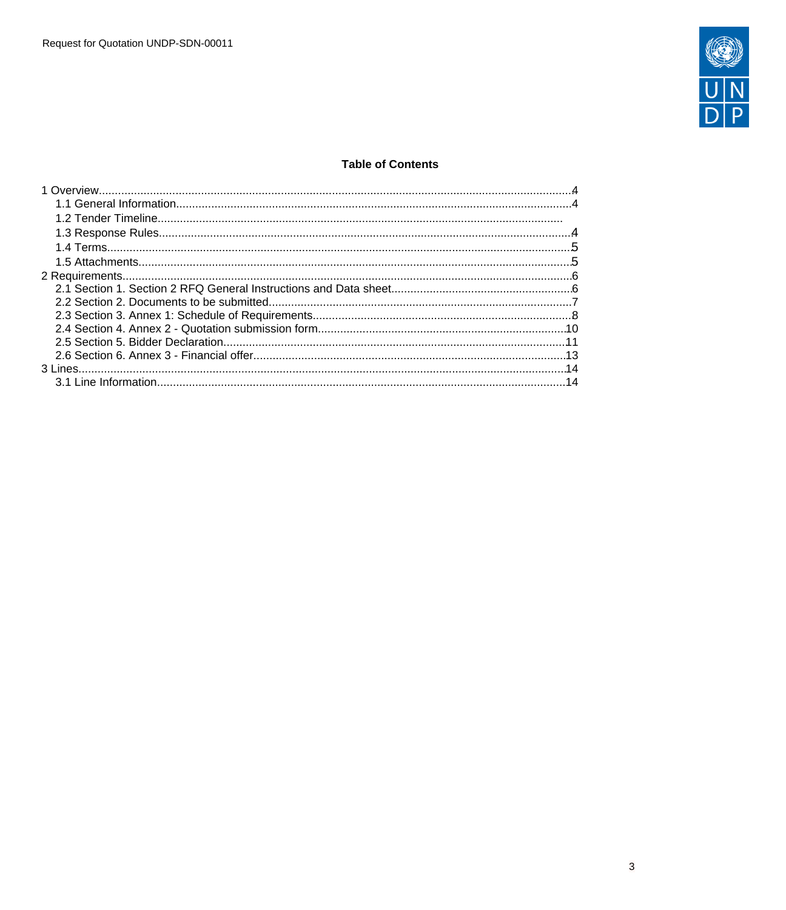**Table of Contents**

1 Overview....................................................................................................................................4
   1.1 General Information..............................................................................................................4
   1.2 Tender Timeline...............................................................................................................
   1.3 Response Rules....................................................................................................................4
   1.4 Terms....................................................................................................................................5
   1.5 Attachments..........................................................................................................................5
2 Requirements..............................................................................................................................6
   2.1 Section 1. Section 2 RFQ General Instructions and Data sheet...........................................6
   2.2 Section 2. Documents to be submitted.................................................................................7
   2.3 Section 3. Annex 1: Schedule of Requirements....................................................................8
   2.4 Section 4. Annex 2 - Quotation submission form................................................................10
   2.5 Section 5. Bidder Declaration.............................................................................................11
   2.6 Section 6. Annex 3 - Financial offer....................................................................................13
3 Lines..........................................................................................................................................14
   3.1 Line Information..................................................................................................................14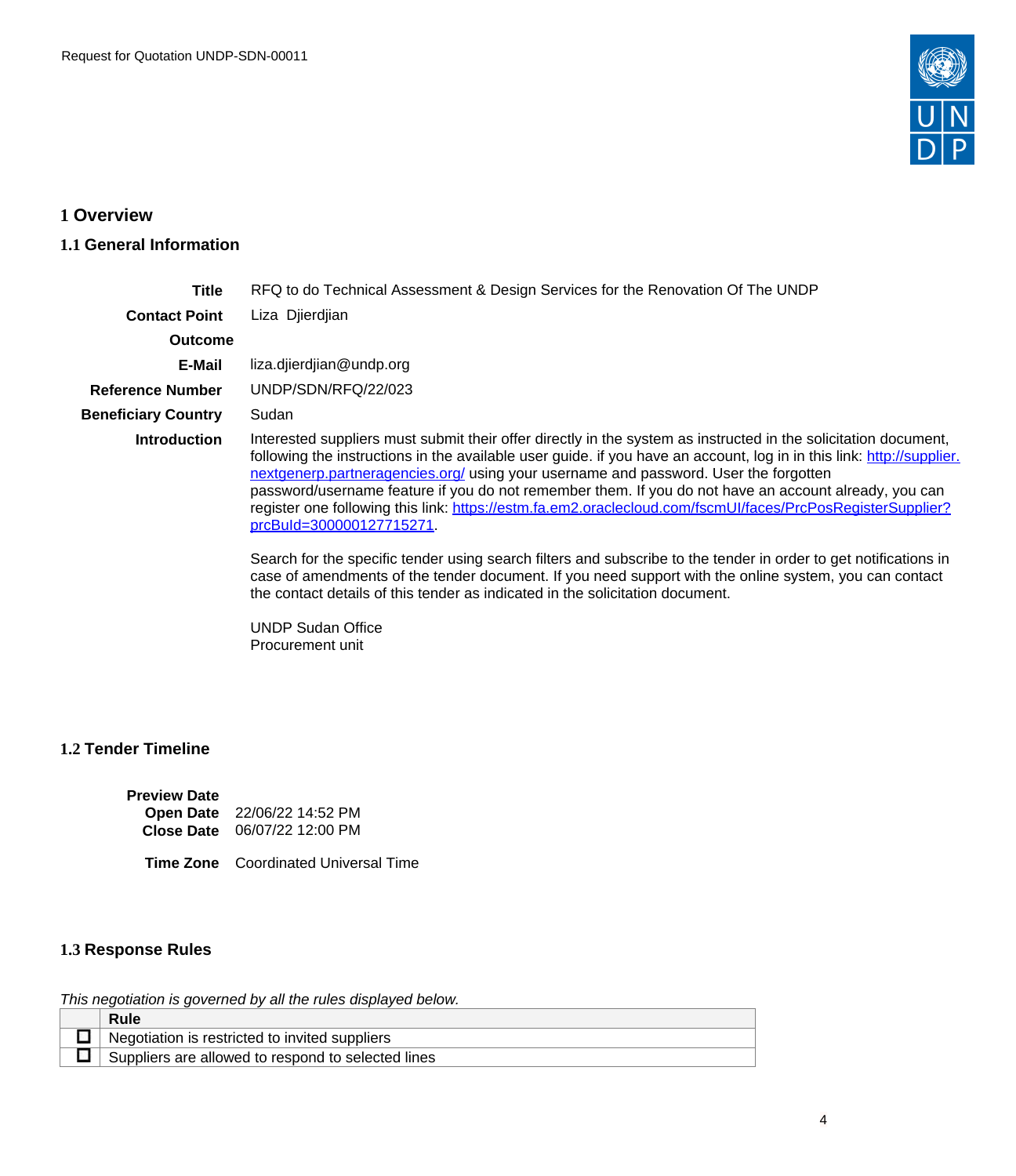# 1 Overview

## 1.1 General Information

| | |
|---|---|
| **Title** | RFQ to do Technical Assessment & Design Services for the Renovation Of The UNDP |
| **Contact Point** | Liza Djierdjian |
| **Outcome** | |
| **E-Mail** | liza.djierdjian@undp.org |
| **Reference Number** | UNDP/SDN/RFQ/22/023 |
| **Beneficiary Country** | Sudan |
| **Introduction** | Interested suppliers must submit their offer directly in the system as instructed in the solicitation document, following the instructions in the available user guide. if you have an account, log in in this link: http://supplier.nextgenerp.partneragencies.org/ using your username and password. User the forgotten password/username feature if you do not remember them. If you do not have an account already, you can register one following this link: https://estm.fa.em2.oraclecloud.com/fscmUI/faces/PrcPosRegisterSupplier?prcBuId=300000127715271.<br><br>Search for the specific tender using search filters and subscribe to the tender in order to get notifications in case of amendments of the tender document. If you need support with the online system, you can contact the contact details of this tender as indicated in the solicitation document.<br><br>UNDP Sudan Office<br>Procurement unit |

## 1.2 Tender Timeline

| | |
|---|---|
| **Preview Date** | |
| **Open Date** | 22/06/22 14:52 PM |
| **Close Date** | 06/07/22 12:00 PM |
| **Time Zone** | Coordinated Universal Time |

## 1.3 Response Rules

*This negotiation is governed by all the rules displayed below.*

| | Rule |
|---|---|
| ☐ | Negotiation is restricted to invited suppliers |
| ☐ | Suppliers are allowed to respond to selected lines |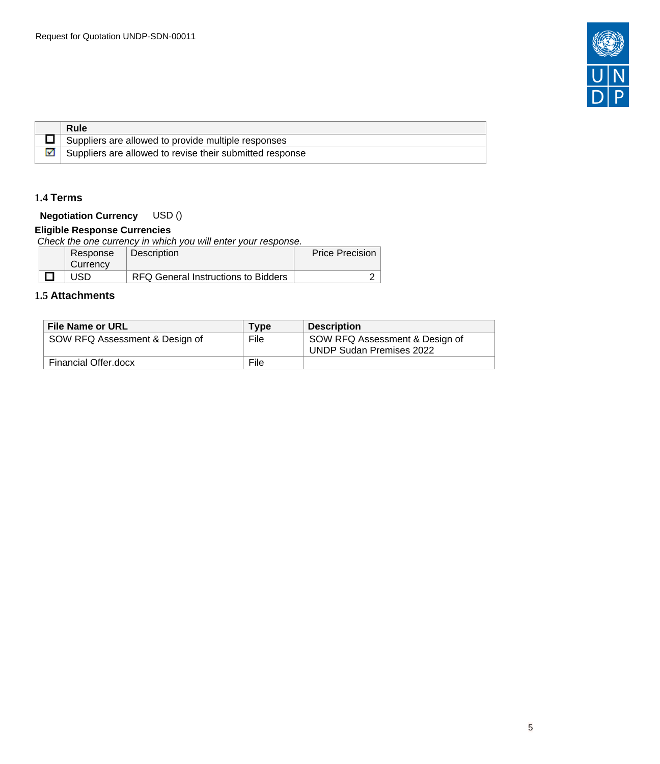| | Rule |
|---|---|
| ☐ | Suppliers are allowed to provide multiple responses |
| ☑ | Suppliers are allowed to revise their submitted response |

### 1.4 Terms

**Negotiation Currency** USD ()

**Eligible Response Currencies**

*Check the one currency in which you will enter your response.*

| | Response Currency | Description | Price Precision |
|---|---|---|---|
| ☐ | USD | RFQ General Instructions to Bidders | 2 |

### 1.5 Attachments

| File Name or URL | Type | Description |
|---|---|---|
| SOW RFQ Assessment & Design of | File | SOW RFQ Assessment & Design of UNDP Sudan Premises 2022 |
| Financial Offer.docx | File | |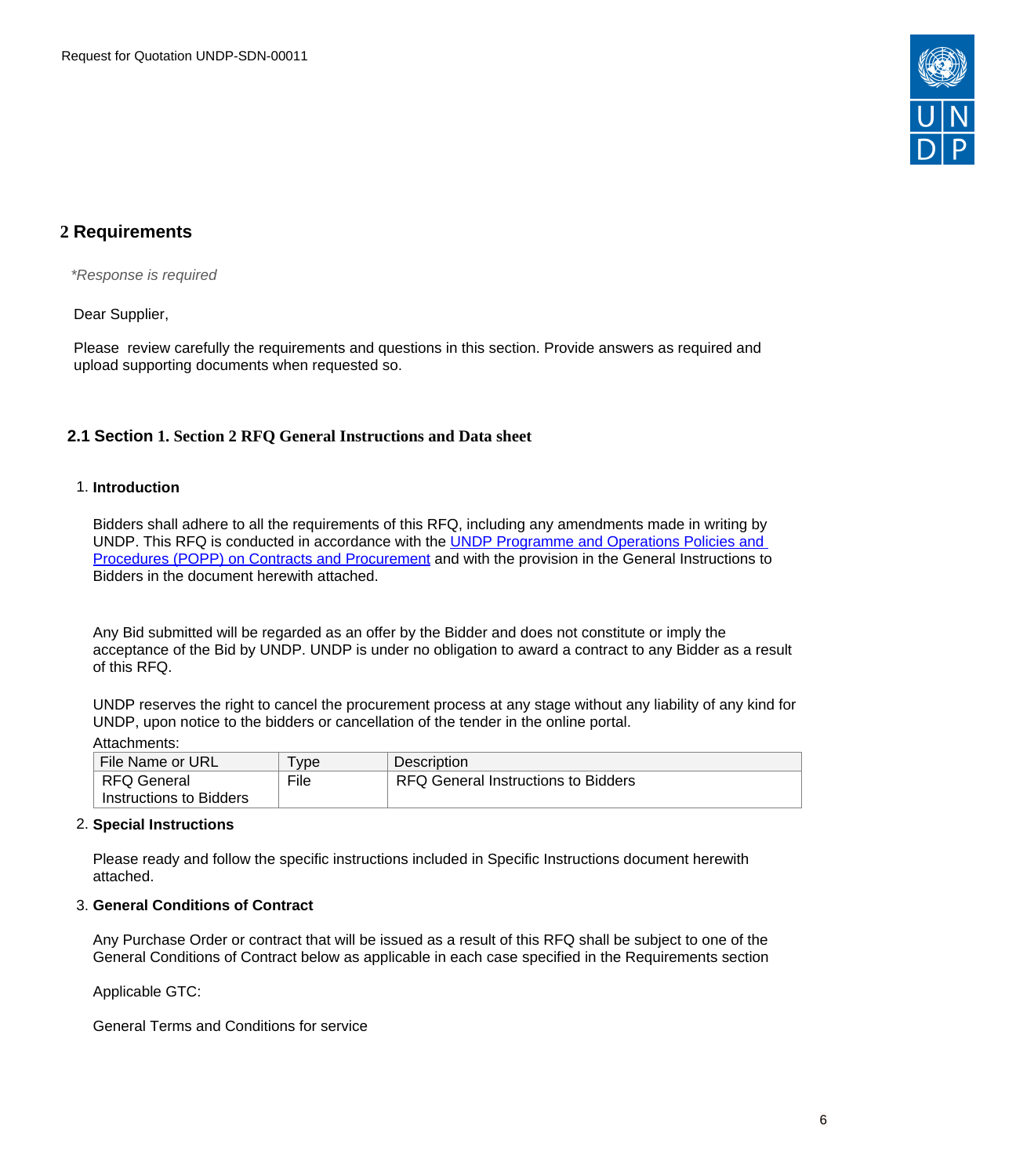## 2 Requirements

*\*Response is required*

Dear Supplier,

Please review carefully the requirements and questions in this section. Provide answers as required and upload supporting documents when requested so.

### 2.1 Section 1. Section 2 RFQ General Instructions and Data sheet

1. **Introduction**

   Bidders shall adhere to all the requirements of this RFQ, including any amendments made in writing by UNDP. This RFQ is conducted in accordance with the [UNDP Programme and Operations Policies and Procedures (POPP) on Contracts and Procurement]() and with the provision in the General Instructions to Bidders in the document herewith attached.

   Any Bid submitted will be regarded as an offer by the Bidder and does not constitute or imply the acceptance of the Bid by UNDP. UNDP is under no obligation to award a contract to any Bidder as a result of this RFQ.

   UNDP reserves the right to cancel the procurement process at any stage without any liability of any kind for UNDP, upon notice to the bidders or cancellation of the tender in the online portal.

   Attachments:

   | File Name or URL | Type | Description |
   |---|---|---|
   | RFQ General Instructions to Bidders | File | RFQ General Instructions to Bidders |

2. **Special Instructions**

   Please ready and follow the specific instructions included in Specific Instructions document herewith attached.

3. **General Conditions of Contract**

   Any Purchase Order or contract that will be issued as a result of this RFQ shall be subject to one of the General Conditions of Contract below as applicable in each case specified in the Requirements section

   Applicable GTC:

   General Terms and Conditions for service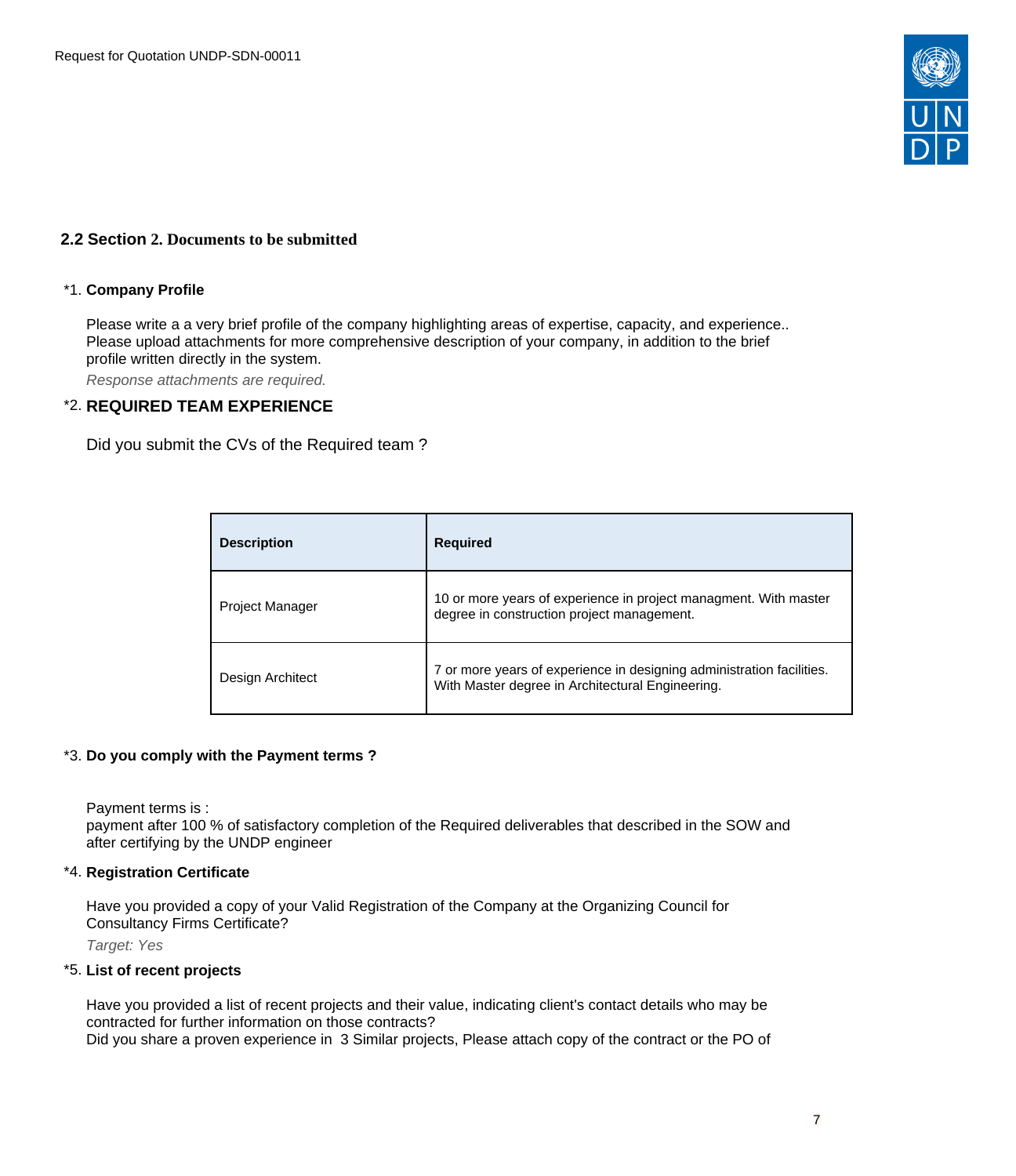## 2.2 Section 2. Documents to be submitted

*1. **Company Profile**

Please write a a very brief profile of the company highlighting areas of expertise, capacity, and experience..
Please upload attachments for more comprehensive description of your company, in addition to the brief profile written directly in the system.

*Response attachments are required.*

*2. **REQUIRED TEAM EXPERIENCE**

Did you submit the CVs of the Required team ?

| Description | Required |
|---|---|
| Project Manager | 10 or more years of experience in project managment. With master degree in construction project management. |
| Design Architect | 7 or more years of experience in designing administration facilities. With Master degree in Architectural Engineering. |

*3. **Do you comply with the Payment terms ?**

Payment terms is :
payment after 100 % of satisfactory completion of the Required deliverables that described in the SOW and after certifying by the UNDP engineer

*4. **Registration Certificate**

Have you provided a copy of your Valid Registration of the Company at the Organizing Council for Consultancy Firms Certificate?

*Target: Yes*

*5. **List of recent projects**

Have you provided a list of recent projects and their value, indicating client's contact details who may be contracted for further information on those contracts?
Did you share a proven experience in 3 Similar projects, Please attach copy of the contract or the PO of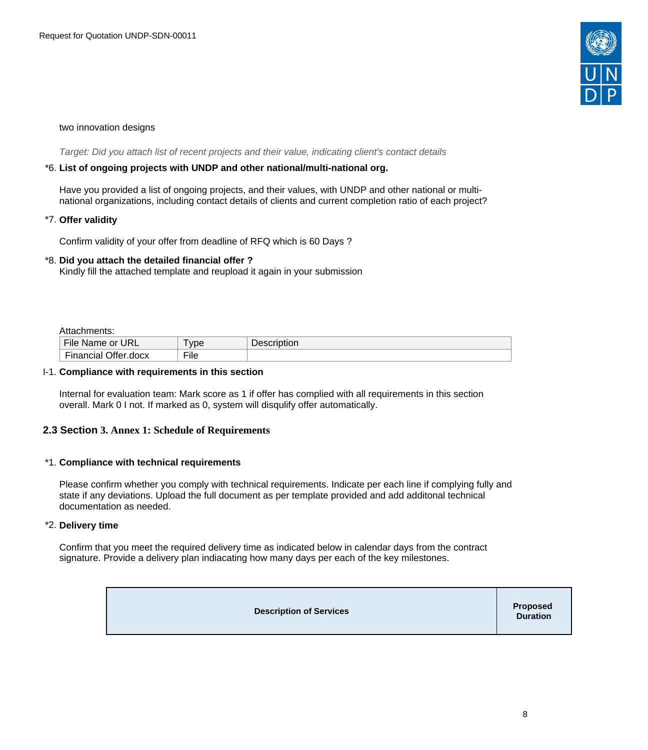two innovation designs

*Target: Did you attach list of recent projects and their value, indicating client's contact details*

*6. **List of ongoing projects with UNDP and other national/multi-national org.**

Have you provided a list of ongoing projects, and their values, with UNDP and other national or multi-national organizations, including contact details of clients and current completion ratio of each project?

*7. **Offer validity**

Confirm validity of your offer from deadline of RFQ which is 60 Days ?

*8. **Did you attach the detailed financial offer ?**
Kindly fill the attached template and reupload it again in your submission

Attachments:

| File Name or URL | Type | Description |
|---|---|---|
| Financial Offer.docx | File | |

I-1. **Compliance with requirements in this section**

Internal for evaluation team: Mark score as 1 if offer has complied with all requirements in this section overall. Mark 0 I not. If marked as 0, system will disqulify offer automatically.

## 2.3 Section 3. Annex 1: Schedule of Requirements

*1. **Compliance with technical requirements**

Please confirm whether you comply with technical requirements. Indicate per each line if complying fully and state if any deviations. Upload the full document as per template provided and add additonal technical documentation as needed.

*2. **Delivery time**

Confirm that you meet the required delivery time as indicated below in calendar days from the contract signature. Provide a delivery plan indiacating how many days per each of the key milestones.

| Description of Services | Proposed Duration |
|---|---|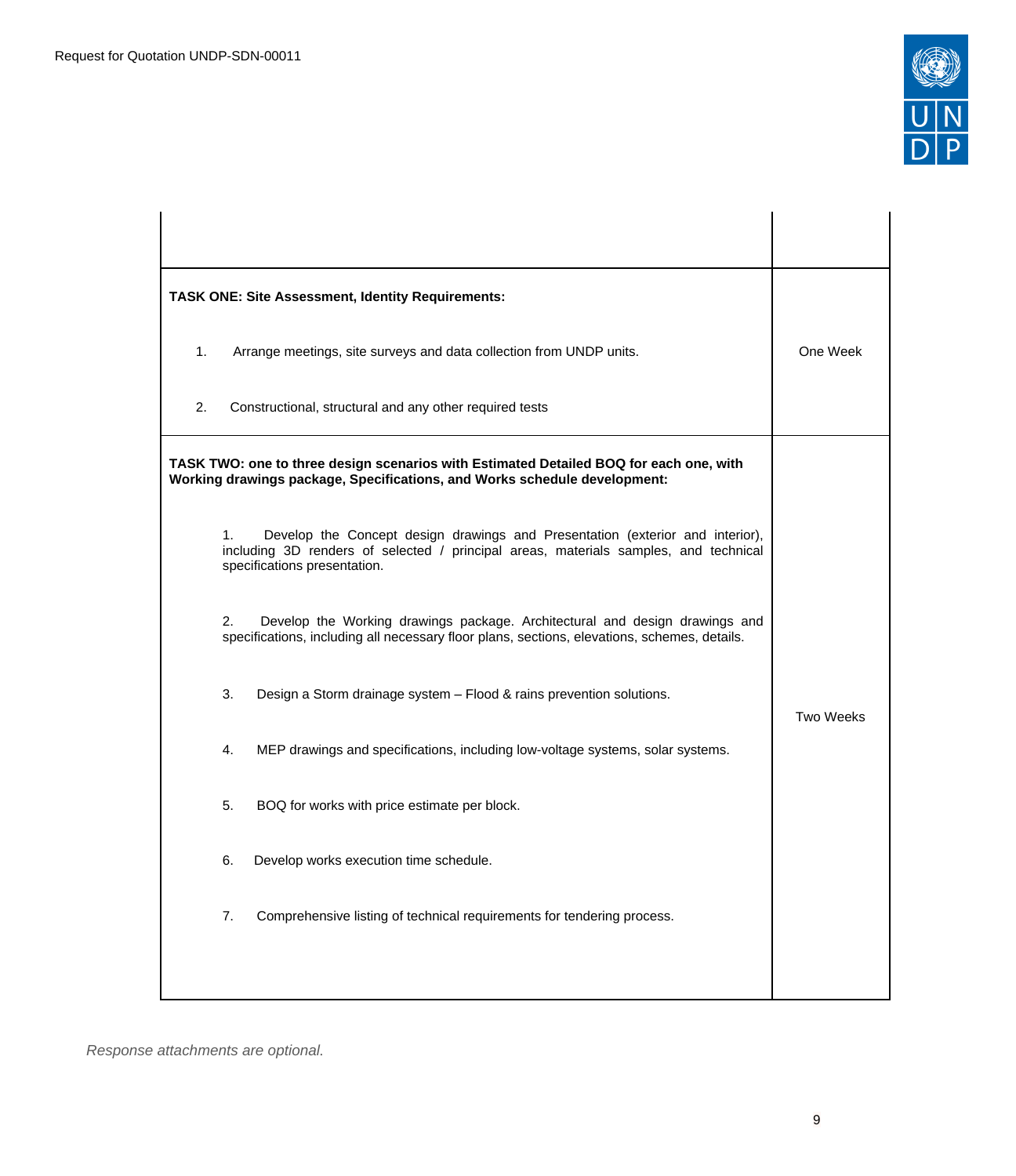| | |
|---|---|
| | |
| **TASK ONE: Site Assessment, Identity Requirements:**<br><br>1. Arrange meetings, site surveys and data collection from UNDP units.<br><br>2. Constructional, structural and any other required tests | One Week |
| **TASK TWO: one to three design scenarios with Estimated Detailed BOQ for each one, with Working drawings package, Specifications, and Works schedule development:**<br><br>1. Develop the Concept design drawings and Presentation (exterior and interior), including 3D renders of selected / principal areas, materials samples, and technical specifications presentation.<br><br>2. Develop the Working drawings package. Architectural and design drawings and specifications, including all necessary floor plans, sections, elevations, schemes, details.<br><br>3. Design a Storm drainage system – Flood & rains prevention solutions.<br><br>4. MEP drawings and specifications, including low-voltage systems, solar systems.<br><br>5. BOQ for works with price estimate per block.<br><br>6. Develop works execution time schedule.<br><br>7. Comprehensive listing of technical requirements for tendering process. | Two Weeks |

*Response attachments are optional.*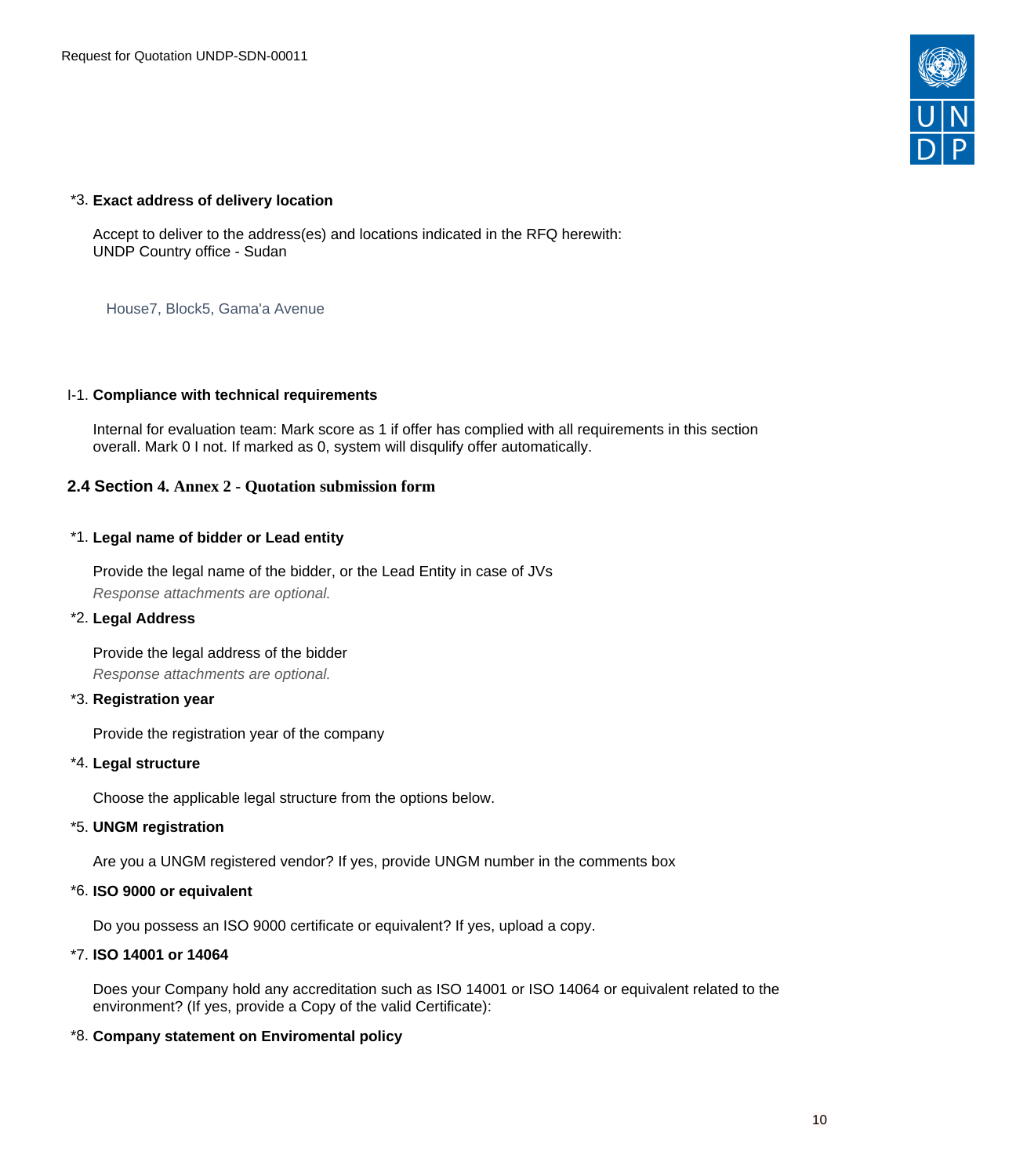*3. **Exact address of delivery location**

Accept to deliver to the address(es) and locations indicated in the RFQ herewith:
UNDP Country office - Sudan

House7, Block5, Gama'a Avenue

I-1. **Compliance with technical requirements**

Internal for evaluation team: Mark score as 1 if offer has complied with all requirements in this section overall. Mark 0 I not. If marked as 0, system will disqulify offer automatically.

## 2.4 Section 4. Annex 2 - Quotation submission form

*1. **Legal name of bidder or Lead entity**

Provide the legal name of the bidder, or the Lead Entity in case of JVs
*Response attachments are optional.*

*2. **Legal Address**

Provide the legal address of the bidder
*Response attachments are optional.*

*3. **Registration year**

Provide the registration year of the company

*4. **Legal structure**

Choose the applicable legal structure from the options below.

*5. **UNGM registration**

Are you a UNGM registered vendor? If yes, provide UNGM number in the comments box

*6. **ISO 9000 or equivalent**

Do you possess an ISO 9000 certificate or equivalent? If yes, upload a copy.

*7. **ISO 14001 or 14064**

Does your Company hold any accreditation such as ISO 14001 or ISO 14064 or equivalent related to the environment? (If yes, provide a Copy of the valid Certificate):

*8. **Company statement on Enviromental policy**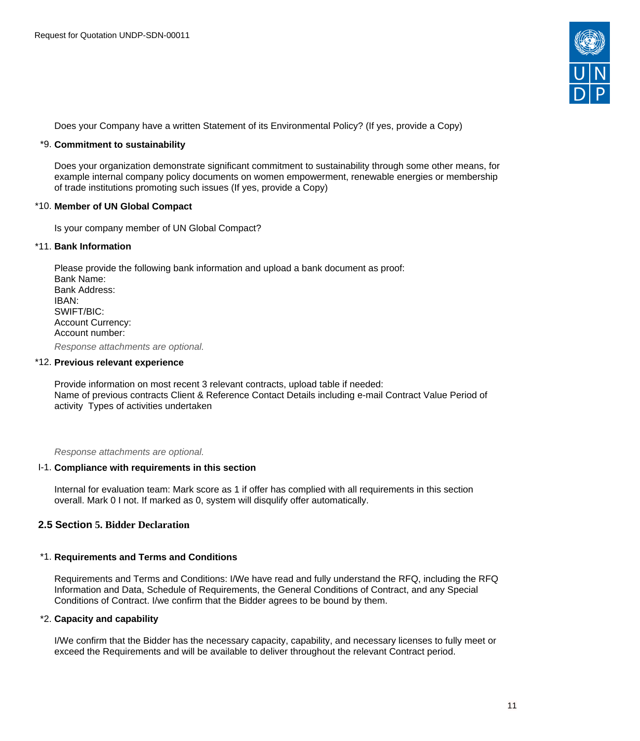Does your Company have a written Statement of its Environmental Policy? (If yes, provide a Copy)

*9. **Commitment to sustainability**

Does your organization demonstrate significant commitment to sustainability through some other means, for example internal company policy documents on women empowerment, renewable energies or membership of trade institutions promoting such issues (If yes, provide a Copy)

*10. **Member of UN Global Compact**

Is your company member of UN Global Compact?

*11. **Bank Information**

Please provide the following bank information and upload a bank document as proof:
Bank Name:
Bank Address:
IBAN:
SWIFT/BIC:
Account Currency:
Account number:

*Response attachments are optional.*

*12. **Previous relevant experience**

Provide information on most recent 3 relevant contracts, upload table if needed:
Name of previous contracts Client & Reference Contact Details including e-mail Contract Value Period of activity  Types of activities undertaken

*Response attachments are optional.*

I-1. **Compliance with requirements in this section**

Internal for evaluation team: Mark score as 1 if offer has complied with all requirements in this section overall. Mark 0 I not. If marked as 0, system will disqulify offer automatically.

## 2.5 Section 5. Bidder Declaration

*1. **Requirements and Terms and Conditions**

Requirements and Terms and Conditions: I/We have read and fully understand the RFQ, including the RFQ Information and Data, Schedule of Requirements, the General Conditions of Contract, and any Special Conditions of Contract. I/we confirm that the Bidder agrees to be bound by them.

*2. **Capacity and capability**

I/We confirm that the Bidder has the necessary capacity, capability, and necessary licenses to fully meet or exceed the Requirements and will be available to deliver throughout the relevant Contract period.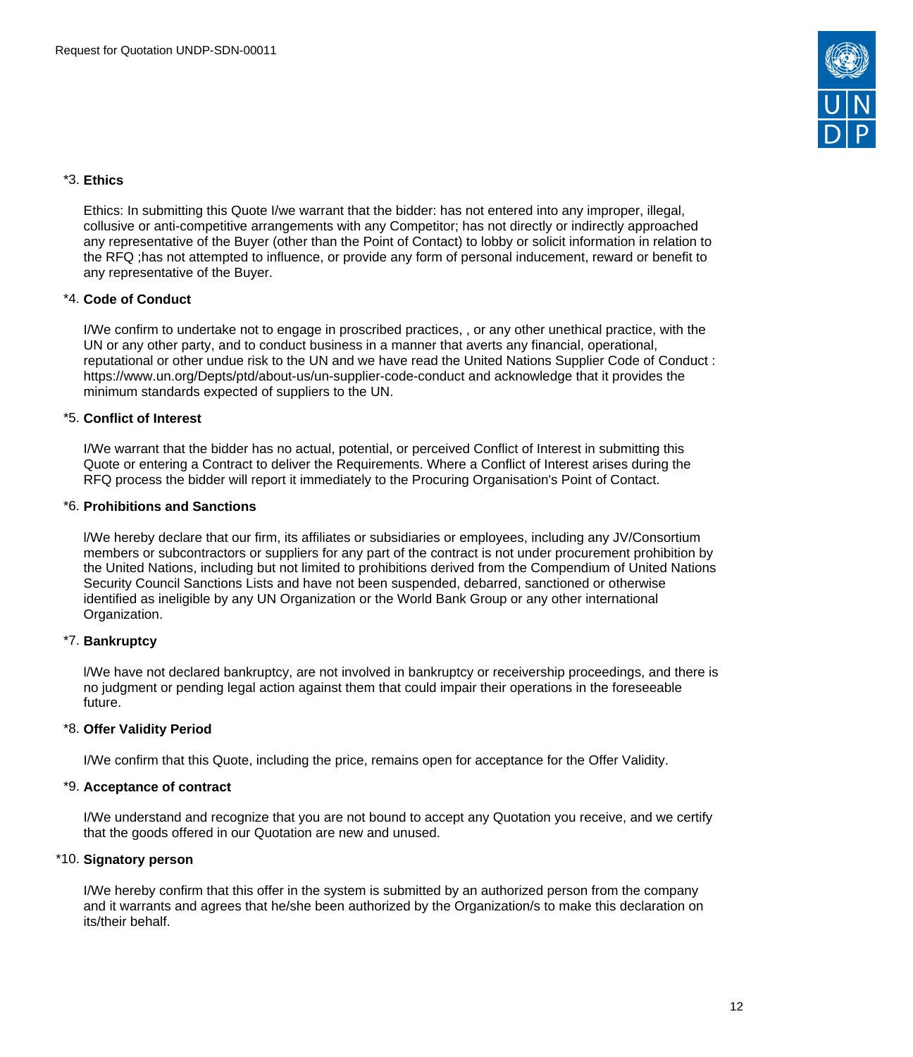*3. **Ethics**

Ethics: In submitting this Quote I/we warrant that the bidder: has not entered into any improper, illegal, collusive or anti-competitive arrangements with any Competitor; has not directly or indirectly approached any representative of the Buyer (other than the Point of Contact) to lobby or solicit information in relation to the RFQ ;has not attempted to influence, or provide any form of personal inducement, reward or benefit to any representative of the Buyer.

*4. **Code of Conduct**

I/We confirm to undertake not to engage in proscribed practices, , or any other unethical practice, with the UN or any other party, and to conduct business in a manner that averts any financial, operational, reputational or other undue risk to the UN and we have read the United Nations Supplier Code of Conduct : https://www.un.org/Depts/ptd/about-us/un-supplier-code-conduct and acknowledge that it provides the minimum standards expected of suppliers to the UN.

*5. **Conflict of Interest**

I/We warrant that the bidder has no actual, potential, or perceived Conflict of Interest in submitting this Quote or entering a Contract to deliver the Requirements. Where a Conflict of Interest arises during the RFQ process the bidder will report it immediately to the Procuring Organisation's Point of Contact.

*6. **Prohibitions and Sanctions**

l/We hereby declare that our firm, its affiliates or subsidiaries or employees, including any JV/Consortium members or subcontractors or suppliers for any part of the contract is not under procurement prohibition by the United Nations, including but not limited to prohibitions derived from the Compendium of United Nations Security Council Sanctions Lists and have not been suspended, debarred, sanctioned or otherwise identified as ineligible by any UN Organization or the World Bank Group or any other international Organization.

*7. **Bankruptcy**

l/We have not declared bankruptcy, are not involved in bankruptcy or receivership proceedings, and there is no judgment or pending legal action against them that could impair their operations in the foreseeable future.

*8. **Offer Validity Period**

I/We confirm that this Quote, including the price, remains open for acceptance for the Offer Validity.

*9. **Acceptance of contract**

I/We understand and recognize that you are not bound to accept any Quotation you receive, and we certify that the goods offered in our Quotation are new and unused.

*10. **Signatory person**

I/We hereby confirm that this offer in the system is submitted by an authorized person from the company and it warrants and agrees that he/she been authorized by the Organization/s to make this declaration on its/their behalf.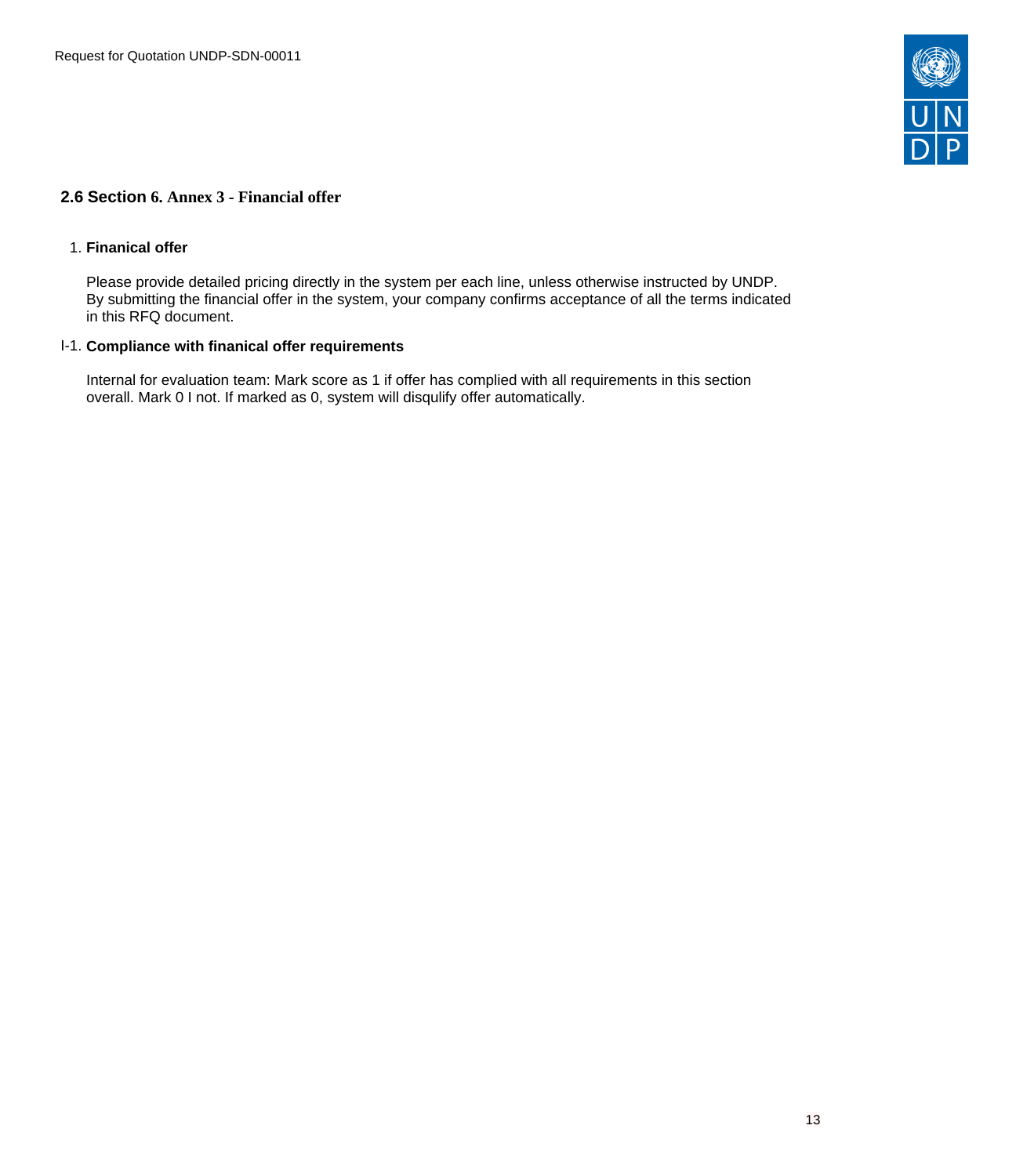## 2.6 Section 6. Annex 3 - Financial offer

1. **Finanical offer**

   Please provide detailed pricing directly in the system per each line, unless otherwise instructed by UNDP. By submitting the financial offer in the system, your company confirms acceptance of all the terms indicated in this RFQ document.

I-1. **Compliance with finanical offer requirements**

   Internal for evaluation team: Mark score as 1 if offer has complied with all requirements in this section overall. Mark 0 I not. If marked as 0, system will disqulify offer automatically.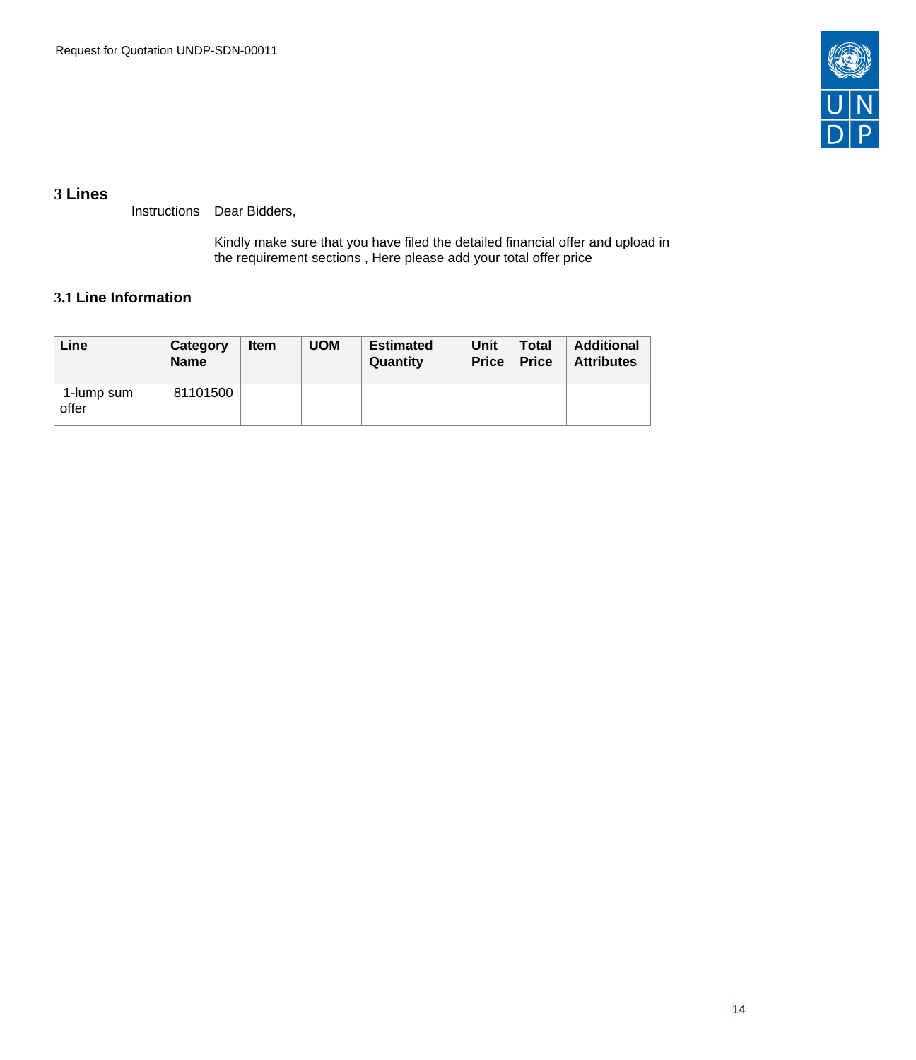# 3 Lines

Instructions Dear Bidders,

Kindly make sure that you have filed the detailed financial offer and upload in the requirement sections , Here please add your total offer price

## 3.1 Line Information

| Line | Category Name | Item | UOM | Estimated Quantity | Unit Price | Total Price | Additional Attributes |
|---|---|---|---|---|---|---|---|
| 1-lump sum offer | 81101500 | | | | | | |